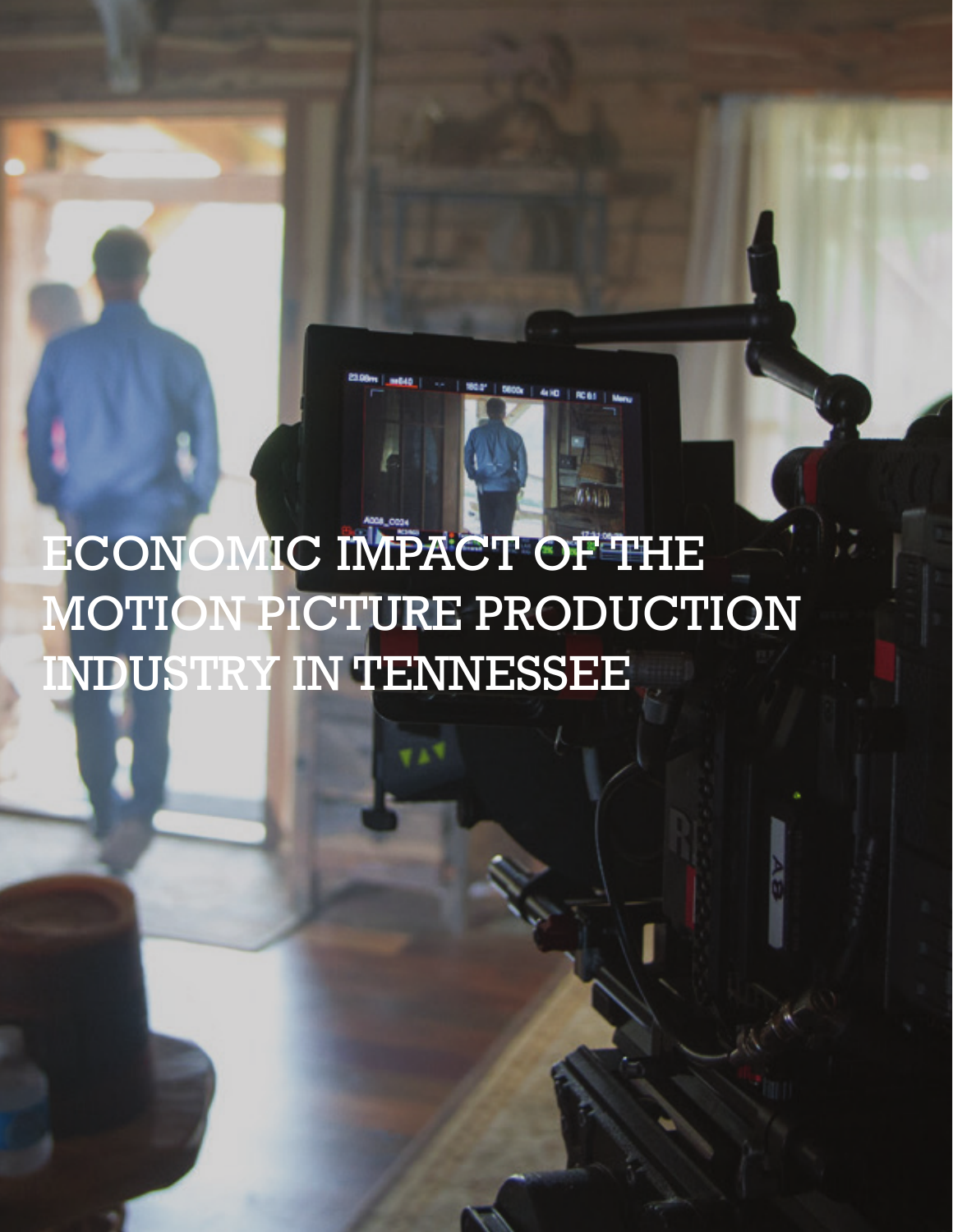# ECONOMIC IMPACT OF THE MOTION PICTURE PRODUCTION INDUSTRY IN TENNESSEE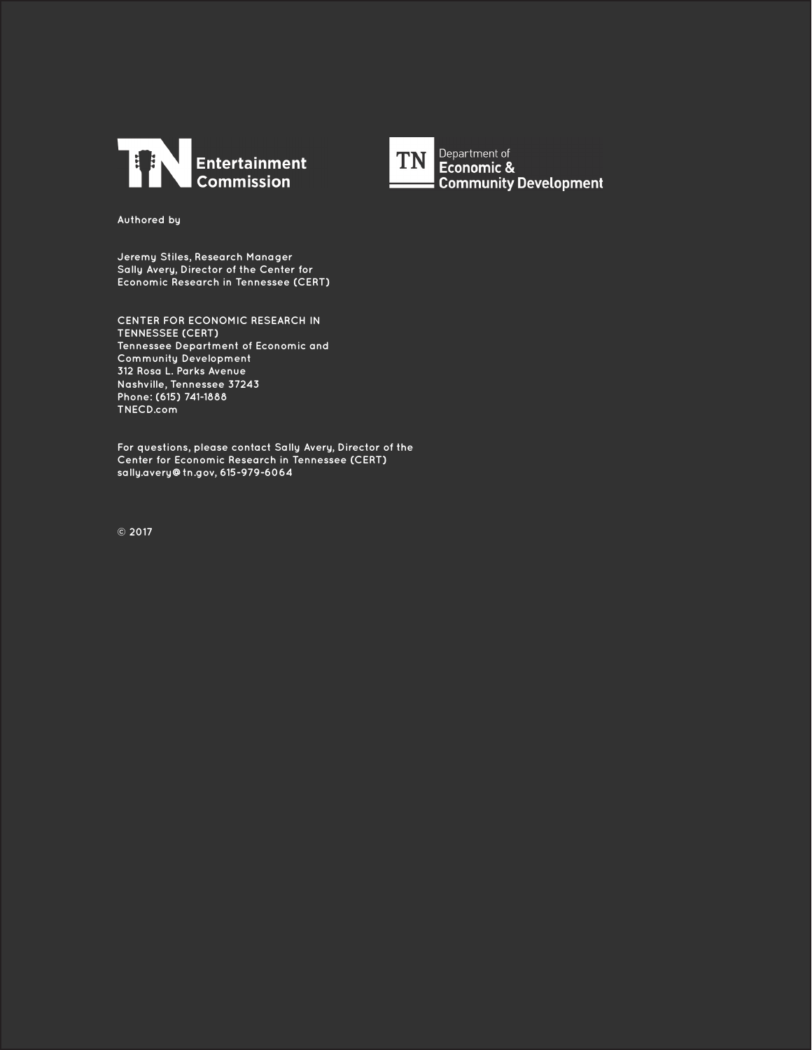TN Entertainment Commission

TN Department of Economic & Community Development

Authored by

Jeremy Stiles, Research Manager
Sally Avery, Director of the Center for Economic Research in Tennessee (CERT)

CENTER FOR ECONOMIC RESEARCH IN TENNESSEE (CERT)
Tennessee Department of Economic and Community Development
312 Rosa L. Parks Avenue
Nashville, Tennessee 37243
Phone: (615) 741-1888
TNECD.com

For questions, please contact Sally Avery, Director of the Center for Economic Research in Tennessee (CERT)
sally.avery@tn.gov, 615-979-6064

© 2017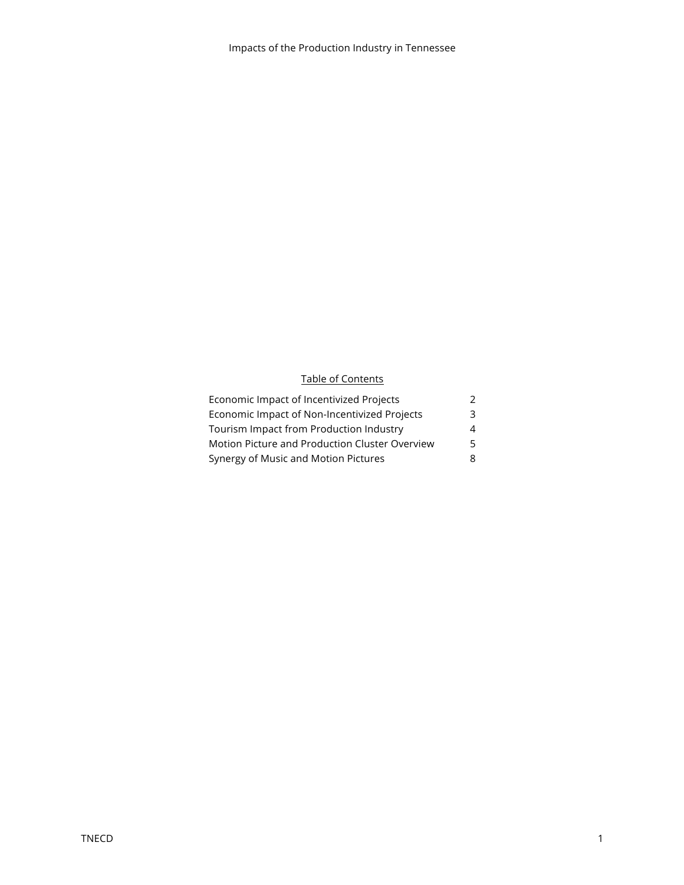# Impacts of the Production Industry in Tennessee

## Table of Contents

| | |
|---|---|
| Economic Impact of Incentivized Projects | 2 |
| Economic Impact of Non-Incentivized Projects | 3 |
| Tourism Impact from Production Industry | 4 |
| Motion Picture and Production Cluster Overview | 5 |
| Synergy of Music and Motion Pictures | 8 |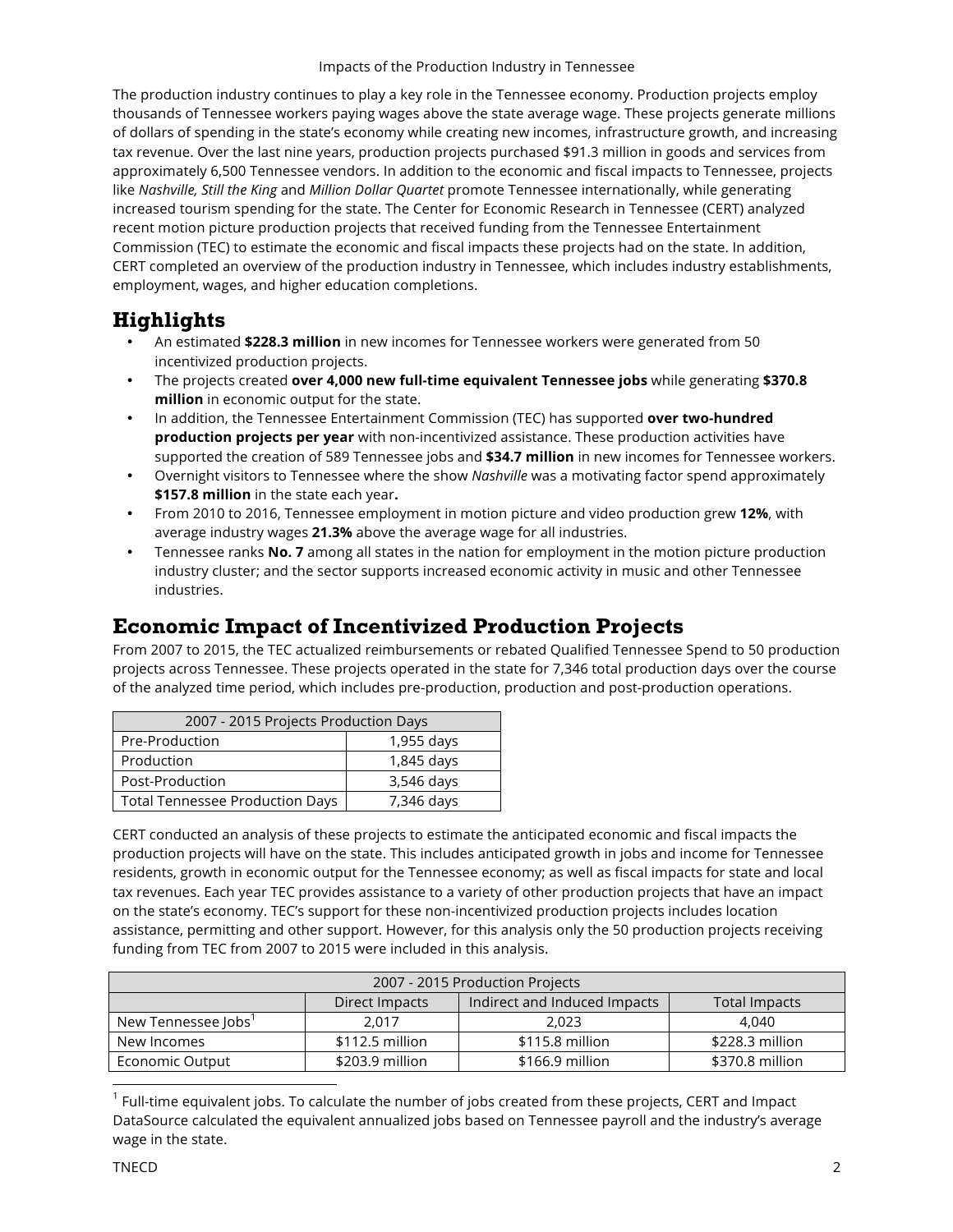The production industry continues to play a key role in the Tennessee economy. Production projects employ thousands of Tennessee workers paying wages above the state average wage. These projects generate millions of dollars of spending in the state's economy while creating new incomes, infrastructure growth, and increasing tax revenue. Over the last nine years, production projects purchased $91.3 million in goods and services from approximately 6,500 Tennessee vendors. In addition to the economic and fiscal impacts to Tennessee, projects like *Nashville, Still the King* and *Million Dollar Quartet* promote Tennessee internationally, while generating increased tourism spending for the state. The Center for Economic Research in Tennessee (CERT) analyzed recent motion picture production projects that received funding from the Tennessee Entertainment Commission (TEC) to estimate the economic and fiscal impacts these projects had on the state. In addition, CERT completed an overview of the production industry in Tennessee, which includes industry establishments, employment, wages, and higher education completions.

## Highlights

- An estimated **$228.3 million** in new incomes for Tennessee workers were generated from 50 incentivized production projects.
- The projects created **over 4,000 new full-time equivalent Tennessee jobs** while generating **$370.8 million** in economic output for the state.
- In addition, the Tennessee Entertainment Commission (TEC) has supported **over two-hundred production projects per year** with non-incentivized assistance. These production activities have supported the creation of 589 Tennessee jobs and **$34.7 million** in new incomes for Tennessee workers.
- Overnight visitors to Tennessee where the show *Nashville* was a motivating factor spend approximately **$157.8 million** in the state each year**.**
- From 2010 to 2016, Tennessee employment in motion picture and video production grew **12%**, with average industry wages **21.3%** above the average wage for all industries.
- Tennessee ranks **No. 7** among all states in the nation for employment in the motion picture production industry cluster; and the sector supports increased economic activity in music and other Tennessee industries.

## Economic Impact of Incentivized Production Projects

From 2007 to 2015, the TEC actualized reimbursements or rebated Qualified Tennessee Spend to 50 production projects across Tennessee. These projects operated in the state for 7,346 total production days over the course of the analyzed time period, which includes pre-production, production and post-production operations.

| 2007 - 2015 Projects Production Days | |
|---|---|
| Pre-Production | 1,955 days |
| Production | 1,845 days |
| Post-Production | 3,546 days |
| Total Tennessee Production Days | 7,346 days |

CERT conducted an analysis of these projects to estimate the anticipated economic and fiscal impacts the production projects will have on the state. This includes anticipated growth in jobs and income for Tennessee residents, growth in economic output for the Tennessee economy; as well as fiscal impacts for state and local tax revenues. Each year TEC provides assistance to a variety of other production projects that have an impact on the state's economy. TEC's support for these non-incentivized production projects includes location assistance, permitting and other support. However, for this analysis only the 50 production projects receiving funding from TEC from 2007 to 2015 were included in this analysis.

| 2007 - 2015 Production Projects | | | |
|---|---|---|---|
| | Direct Impacts | Indirect and Induced Impacts | Total Impacts |
| New Tennessee Jobs[1] | 2,017 | 2,023 | 4,040 |
| New Incomes | $112.5 million | $115.8 million | $228.3 million |
| Economic Output | $203.9 million | $166.9 million | $370.8 million |

[1] Full-time equivalent jobs. To calculate the number of jobs created from these projects, CERT and Impact DataSource calculated the equivalent annualized jobs based on Tennessee payroll and the industry's average wage in the state.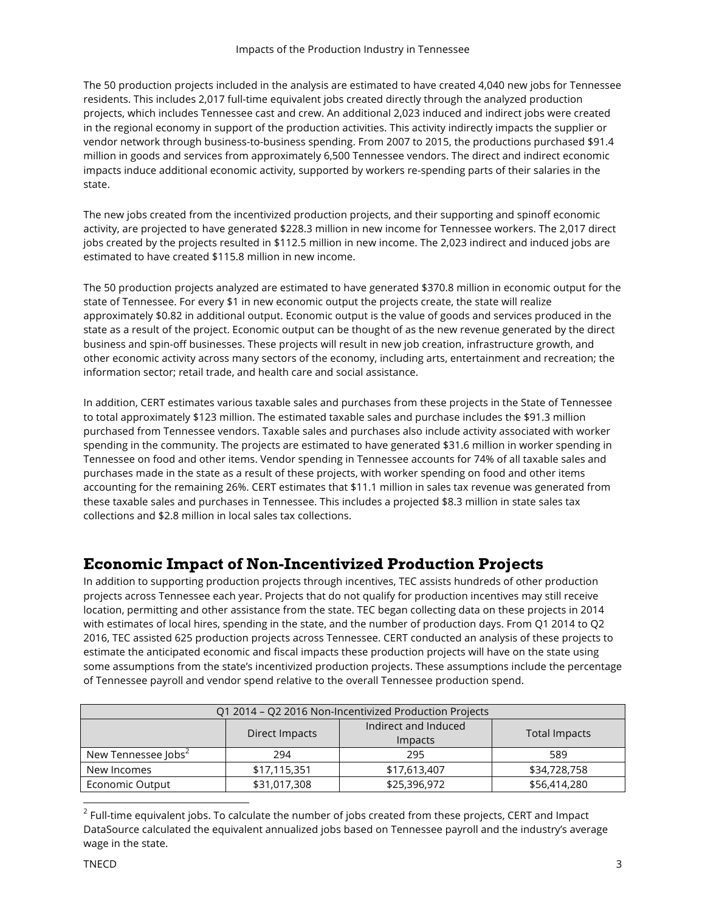The 50 production projects included in the analysis are estimated to have created 4,040 new jobs for Tennessee residents. This includes 2,017 full-time equivalent jobs created directly through the analyzed production projects, which includes Tennessee cast and crew. An additional 2,023 induced and indirect jobs were created in the regional economy in support of the production activities. This activity indirectly impacts the supplier or vendor network through business-to-business spending. From 2007 to 2015, the productions purchased $91.4 million in goods and services from approximately 6,500 Tennessee vendors. The direct and indirect economic impacts induce additional economic activity, supported by workers re-spending parts of their salaries in the state.

The new jobs created from the incentivized production projects, and their supporting and spinoff economic activity, are projected to have generated $228.3 million in new income for Tennessee workers. The 2,017 direct jobs created by the projects resulted in $112.5 million in new income. The 2,023 indirect and induced jobs are estimated to have created $115.8 million in new income.

The 50 production projects analyzed are estimated to have generated $370.8 million in economic output for the state of Tennessee. For every $1 in new economic output the projects create, the state will realize approximately $0.82 in additional output. Economic output is the value of goods and services produced in the state as a result of the project. Economic output can be thought of as the new revenue generated by the direct business and spin-off businesses. These projects will result in new job creation, infrastructure growth, and other economic activity across many sectors of the economy, including arts, entertainment and recreation; the information sector; retail trade, and health care and social assistance.

In addition, CERT estimates various taxable sales and purchases from these projects in the State of Tennessee to total approximately $123 million. The estimated taxable sales and purchase includes the $91.3 million purchased from Tennessee vendors. Taxable sales and purchases also include activity associated with worker spending in the community. The projects are estimated to have generated $31.6 million in worker spending in Tennessee on food and other items. Vendor spending in Tennessee accounts for 74% of all taxable sales and purchases made in the state as a result of these projects, with worker spending on food and other items accounting for the remaining 26%. CERT estimates that $11.1 million in sales tax revenue was generated from these taxable sales and purchases in Tennessee. This includes a projected $8.3 million in state sales tax collections and $2.8 million in local sales tax collections.

## Economic Impact of Non-Incentivized Production Projects

In addition to supporting production projects through incentives, TEC assists hundreds of other production projects across Tennessee each year. Projects that do not qualify for production incentives may still receive location, permitting and other assistance from the state. TEC began collecting data on these projects in 2014 with estimates of local hires, spending in the state, and the number of production days. From Q1 2014 to Q2 2016, TEC assisted 625 production projects across Tennessee. CERT conducted an analysis of these projects to estimate the anticipated economic and fiscal impacts these production projects will have on the state using some assumptions from the state's incentivized production projects. These assumptions include the percentage of Tennessee payroll and vendor spend relative to the overall Tennessee production spend.

| Q1 2014 – Q2 2016 Non-Incentivized Production Projects | | | |
|---|---|---|---|
| | Direct Impacts | Indirect and Induced Impacts | Total Impacts |
| New Tennessee Jobs[2] | 294 | 295 | 589 |
| New Incomes | $17,115,351 | $17,613,407 | $34,728,758 |
| Economic Output | $31,017,308 | $25,396,972 | $56,414,280 |

[2] Full-time equivalent jobs. To calculate the number of jobs created from these projects, CERT and Impact DataSource calculated the equivalent annualized jobs based on Tennessee payroll and the industry's average wage in the state.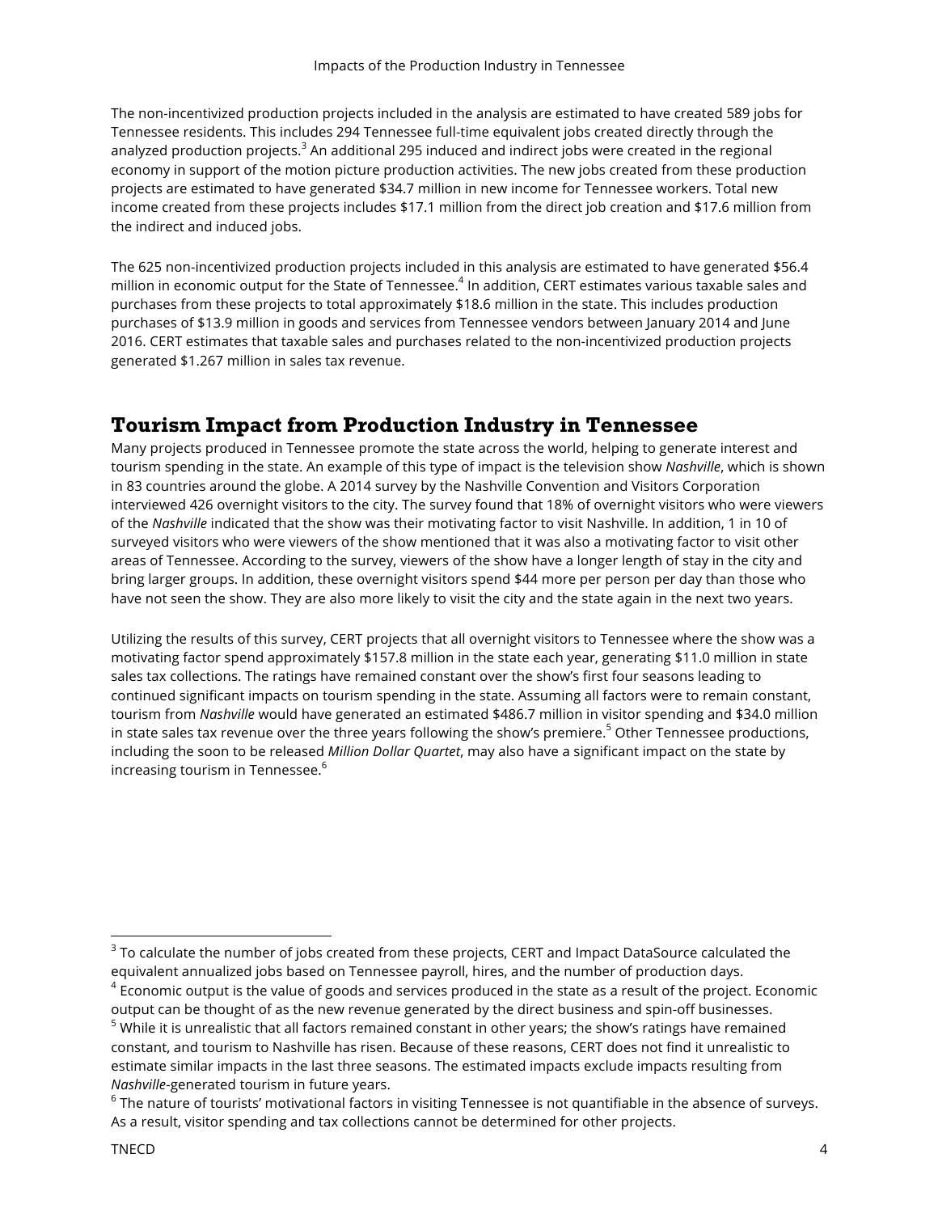The non-incentivized production projects included in the analysis are estimated to have created 589 jobs for Tennessee residents. This includes 294 Tennessee full-time equivalent jobs created directly through the analyzed production projects.[3] An additional 295 induced and indirect jobs were created in the regional economy in support of the motion picture production activities. The new jobs created from these production projects are estimated to have generated $34.7 million in new income for Tennessee workers. Total new income created from these projects includes $17.1 million from the direct job creation and $17.6 million from the indirect and induced jobs.

The 625 non-incentivized production projects included in this analysis are estimated to have generated $56.4 million in economic output for the State of Tennessee.[4] In addition, CERT estimates various taxable sales and purchases from these projects to total approximately $18.6 million in the state. This includes production purchases of $13.9 million in goods and services from Tennessee vendors between January 2014 and June 2016. CERT estimates that taxable sales and purchases related to the non-incentivized production projects generated $1.267 million in sales tax revenue.

## Tourism Impact from Production Industry in Tennessee

Many projects produced in Tennessee promote the state across the world, helping to generate interest and tourism spending in the state. An example of this type of impact is the television show *Nashville*, which is shown in 83 countries around the globe. A 2014 survey by the Nashville Convention and Visitors Corporation interviewed 426 overnight visitors to the city. The survey found that 18% of overnight visitors who were viewers of the *Nashville* indicated that the show was their motivating factor to visit Nashville. In addition, 1 in 10 of surveyed visitors who were viewers of the show mentioned that it was also a motivating factor to visit other areas of Tennessee. According to the survey, viewers of the show have a longer length of stay in the city and bring larger groups. In addition, these overnight visitors spend $44 more per person per day than those who have not seen the show. They are also more likely to visit the city and the state again in the next two years.

Utilizing the results of this survey, CERT projects that all overnight visitors to Tennessee where the show was a motivating factor spend approximately $157.8 million in the state each year, generating $11.0 million in state sales tax collections. The ratings have remained constant over the show's first four seasons leading to continued significant impacts on tourism spending in the state. Assuming all factors were to remain constant, tourism from *Nashville* would have generated an estimated $486.7 million in visitor spending and $34.0 million in state sales tax revenue over the three years following the show's premiere.[5] Other Tennessee productions, including the soon to be released *Million Dollar Quartet*, may also have a significant impact on the state by increasing tourism in Tennessee.[6]

---

[3] To calculate the number of jobs created from these projects, CERT and Impact DataSource calculated the equivalent annualized jobs based on Tennessee payroll, hires, and the number of production days.

[4] Economic output is the value of goods and services produced in the state as a result of the project. Economic output can be thought of as the new revenue generated by the direct business and spin-off businesses.

[5] While it is unrealistic that all factors remained constant in other years; the show's ratings have remained constant, and tourism to Nashville has risen. Because of these reasons, CERT does not find it unrealistic to estimate similar impacts in the last three seasons. The estimated impacts exclude impacts resulting from *Nashville*-generated tourism in future years.

[6] The nature of tourists' motivational factors in visiting Tennessee is not quantifiable in the absence of surveys. As a result, visitor spending and tax collections cannot be determined for other projects.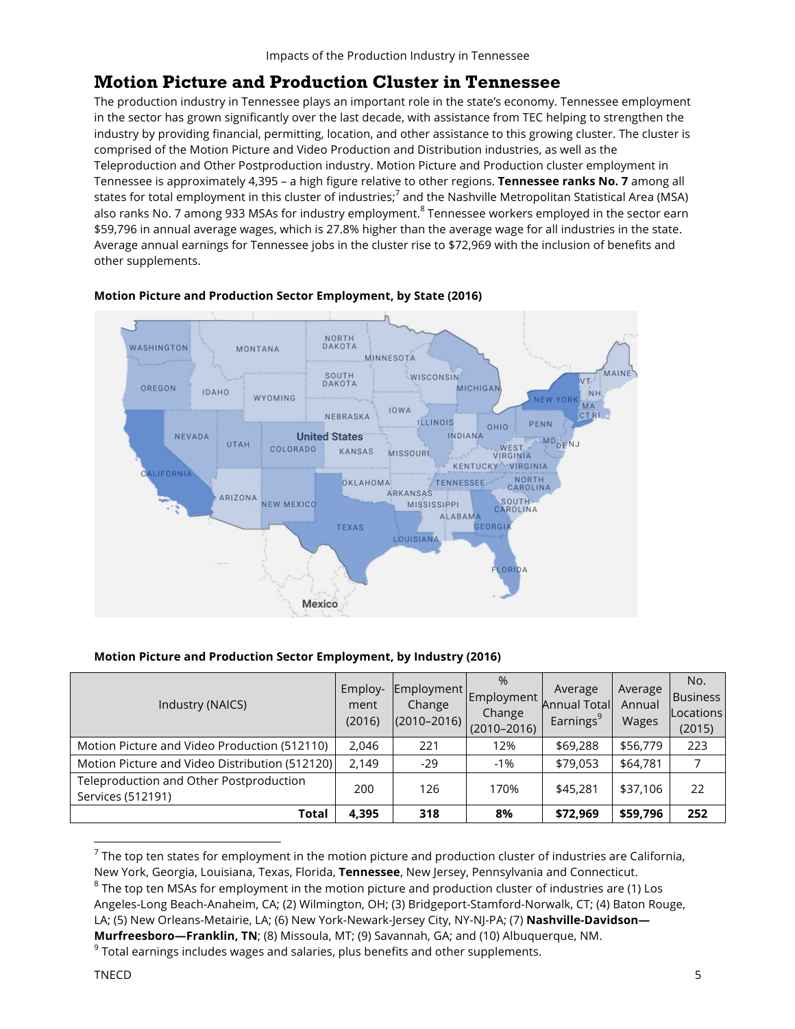## Motion Picture and Production Cluster in Tennessee

The production industry in Tennessee plays an important role in the state's economy. Tennessee employment in the sector has grown significantly over the last decade, with assistance from TEC helping to strengthen the industry by providing financial, permitting, location, and other assistance to this growing cluster. The cluster is comprised of the Motion Picture and Video Production and Distribution industries, as well as the Teleproduction and Other Postproduction industry. Motion Picture and Production cluster employment in Tennessee is approximately 4,395 – a high figure relative to other regions. **Tennessee ranks No. 7** among all states for total employment in this cluster of industries;[7] and the Nashville Metropolitan Statistical Area (MSA) also ranks No. 7 among 933 MSAs for industry employment.[8] Tennessee workers employed in the sector earn $59,796 in annual average wages, which is 27.8% higher than the average wage for all industries in the state. Average annual earnings for Tennessee jobs in the cluster rise to $72,969 with the inclusion of benefits and other supplements.

**Motion Picture and Production Sector Employment, by State (2016)**

**Motion Picture and Production Sector Employment, by Industry (2016)**

| Industry (NAICS) | Employment (2016) | Employment Change (2010–2016) | % Employment Change (2010–2016) | Average Annual Total Earnings[9] | Average Annual Wages | No. Business Locations (2015) |
|---|---|---|---|---|---|---|
| Motion Picture and Video Production (512110) | 2,046 | 221 | 12% | $69,288 | $56,779 | 223 |
| Motion Picture and Video Distribution (512120) | 2,149 | -29 | -1% | $79,053 | $64,781 | 7 |
| Teleproduction and Other Postproduction Services (512191) | 200 | 126 | 170% | $45,281 | $37,106 | 22 |
| **Total** | **4,395** | **318** | **8%** | **$72,969** | **$59,796** | **252** |

[7] The top ten states for employment in the motion picture and production cluster of industries are California, New York, Georgia, Louisiana, Texas, Florida, **Tennessee**, New Jersey, Pennsylvania and Connecticut.

[8] The top ten MSAs for employment in the motion picture and production cluster of industries are (1) Los Angeles-Long Beach-Anaheim, CA; (2) Wilmington, OH; (3) Bridgeport-Stamford-Norwalk, CT; (4) Baton Rouge, LA; (5) New Orleans-Metairie, LA; (6) New York-Newark-Jersey City, NY-NJ-PA; (7) **Nashville-Davidson—Murfreesboro—Franklin, TN**; (8) Missoula, MT; (9) Savannah, GA; and (10) Albuquerque, NM.

[9] Total earnings includes wages and salaries, plus benefits and other supplements.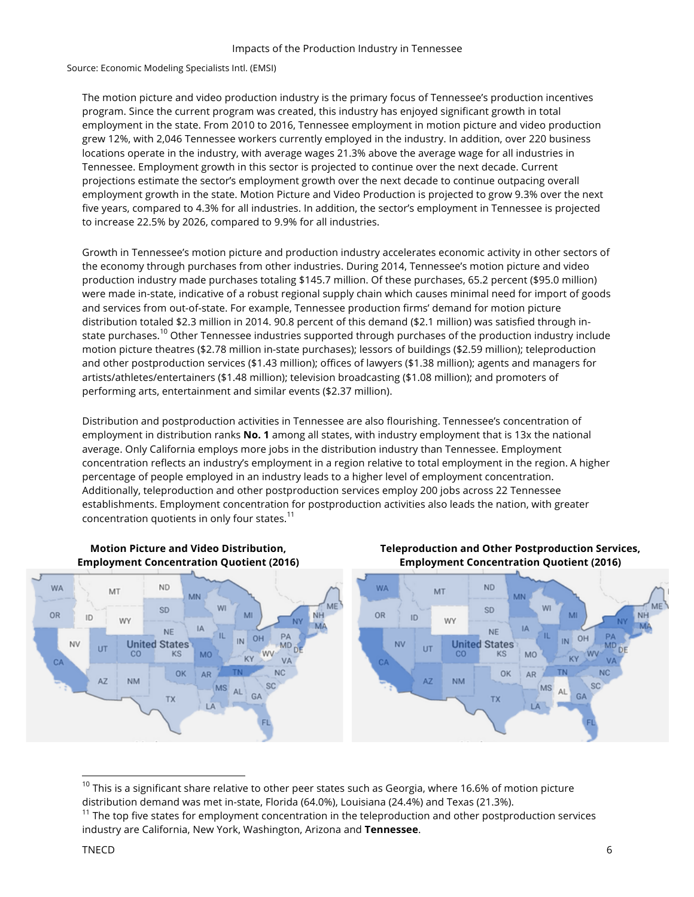Source: Economic Modeling Specialists Intl. (EMSI)

The motion picture and video production industry is the primary focus of Tennessee's production incentives program. Since the current program was created, this industry has enjoyed significant growth in total employment in the state. From 2010 to 2016, Tennessee employment in motion picture and video production grew 12%, with 2,046 Tennessee workers currently employed in the industry. In addition, over 220 business locations operate in the industry, with average wages 21.3% above the average wage for all industries in Tennessee. Employment growth in this sector is projected to continue over the next decade. Current projections estimate the sector's employment growth over the next decade to continue outpacing overall employment growth in the state. Motion Picture and Video Production is projected to grow 9.3% over the next five years, compared to 4.3% for all industries. In addition, the sector's employment in Tennessee is projected to increase 22.5% by 2026, compared to 9.9% for all industries.

Growth in Tennessee's motion picture and production industry accelerates economic activity in other sectors of the economy through purchases from other industries. During 2014, Tennessee's motion picture and video production industry made purchases totaling $145.7 million. Of these purchases, 65.2 percent ($95.0 million) were made in-state, indicative of a robust regional supply chain which causes minimal need for import of goods and services from out-of-state. For example, Tennessee production firms' demand for motion picture distribution totaled $2.3 million in 2014. 90.8 percent of this demand ($2.1 million) was satisfied through in-state purchases.[10] Other Tennessee industries supported through purchases of the production industry include motion picture theatres ($2.78 million in-state purchases); lessors of buildings ($2.59 million); teleproduction and other postproduction services ($1.43 million); offices of lawyers ($1.38 million); agents and managers for artists/athletes/entertainers ($1.48 million); television broadcasting ($1.08 million); and promoters of performing arts, entertainment and similar events ($2.37 million).

Distribution and postproduction activities in Tennessee are also flourishing. Tennessee's concentration of employment in distribution ranks **No. 1** among all states, with industry employment that is 13x the national average. Only California employs more jobs in the distribution industry than Tennessee. Employment concentration reflects an industry's employment in a region relative to total employment in the region. A higher percentage of people employed in an industry leads to a higher level of employment concentration. Additionally, teleproduction and other postproduction services employ 200 jobs across 22 Tennessee establishments. Employment concentration for postproduction activities also leads the nation, with greater concentration quotients in only four states.[11]

**Motion Picture and Video Distribution, Employment Concentration Quotient (2016)**

**Teleproduction and Other Postproduction Services, Employment Concentration Quotient (2016)**

[10] This is a significant share relative to other peer states such as Georgia, where 16.6% of motion picture distribution demand was met in-state, Florida (64.0%), Louisiana (24.4%) and Texas (21.3%).

[11] The top five states for employment concentration in the teleproduction and other postproduction services industry are California, New York, Washington, Arizona and **Tennessee**.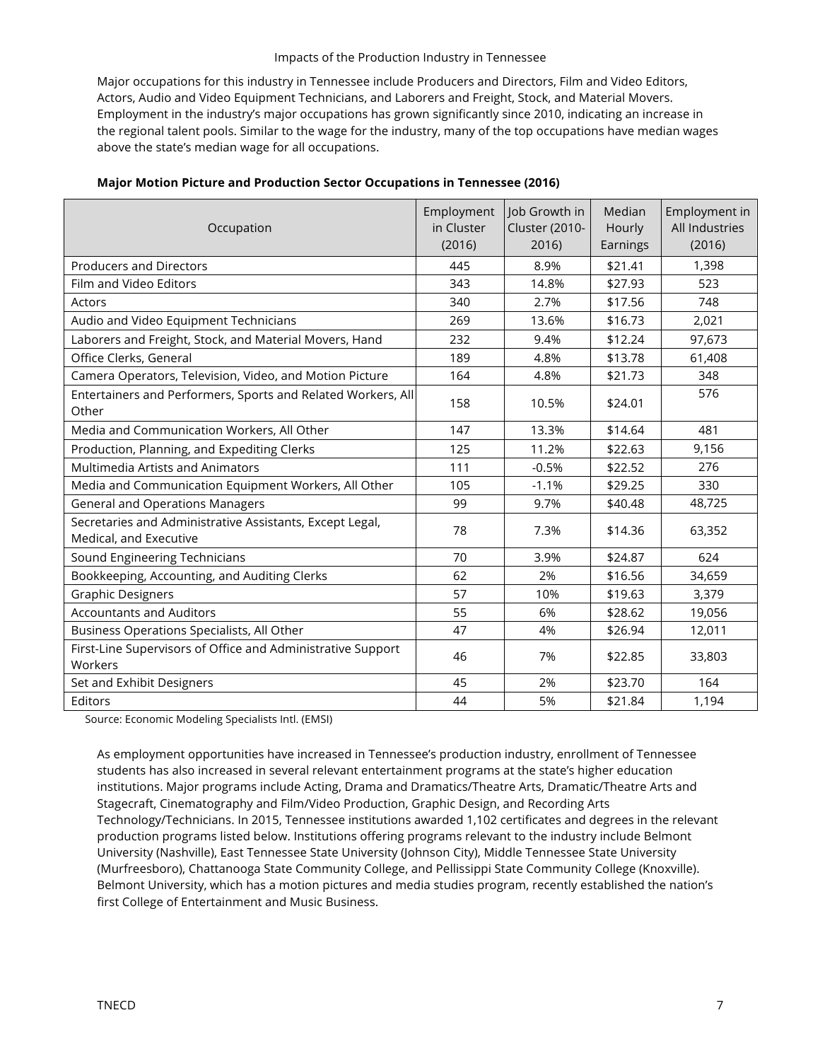Major occupations for this industry in Tennessee include Producers and Directors, Film and Video Editors, Actors, Audio and Video Equipment Technicians, and Laborers and Freight, Stock, and Material Movers. Employment in the industry's major occupations has grown significantly since 2010, indicating an increase in the regional talent pools. Similar to the wage for the industry, many of the top occupations have median wages above the state's median wage for all occupations.

**Major Motion Picture and Production Sector Occupations in Tennessee (2016)**

| Occupation | Employment in Cluster (2016) | Job Growth in Cluster (2010-2016) | Median Hourly Earnings | Employment in All Industries (2016) |
|---|---|---|---|---|
| Producers and Directors | 445 | 8.9% | $21.41 | 1,398 |
| Film and Video Editors | 343 | 14.8% | $27.93 | 523 |
| Actors | 340 | 2.7% | $17.56 | 748 |
| Audio and Video Equipment Technicians | 269 | 13.6% | $16.73 | 2,021 |
| Laborers and Freight, Stock, and Material Movers, Hand | 232 | 9.4% | $12.24 | 97,673 |
| Office Clerks, General | 189 | 4.8% | $13.78 | 61,408 |
| Camera Operators, Television, Video, and Motion Picture | 164 | 4.8% | $21.73 | 348 |
| Entertainers and Performers, Sports and Related Workers, All Other | 158 | 10.5% | $24.01 | 576 |
| Media and Communication Workers, All Other | 147 | 13.3% | $14.64 | 481 |
| Production, Planning, and Expediting Clerks | 125 | 11.2% | $22.63 | 9,156 |
| Multimedia Artists and Animators | 111 | -0.5% | $22.52 | 276 |
| Media and Communication Equipment Workers, All Other | 105 | -1.1% | $29.25 | 330 |
| General and Operations Managers | 99 | 9.7% | $40.48 | 48,725 |
| Secretaries and Administrative Assistants, Except Legal, Medical, and Executive | 78 | 7.3% | $14.36 | 63,352 |
| Sound Engineering Technicians | 70 | 3.9% | $24.87 | 624 |
| Bookkeeping, Accounting, and Auditing Clerks | 62 | 2% | $16.56 | 34,659 |
| Graphic Designers | 57 | 10% | $19.63 | 3,379 |
| Accountants and Auditors | 55 | 6% | $28.62 | 19,056 |
| Business Operations Specialists, All Other | 47 | 4% | $26.94 | 12,011 |
| First-Line Supervisors of Office and Administrative Support Workers | 46 | 7% | $22.85 | 33,803 |
| Set and Exhibit Designers | 45 | 2% | $23.70 | 164 |
| Editors | 44 | 5% | $21.84 | 1,194 |

Source: Economic Modeling Specialists Intl. (EMSI)

As employment opportunities have increased in Tennessee's production industry, enrollment of Tennessee students has also increased in several relevant entertainment programs at the state's higher education institutions. Major programs include Acting, Drama and Dramatics/Theatre Arts, Dramatic/Theatre Arts and Stagecraft, Cinematography and Film/Video Production, Graphic Design, and Recording Arts Technology/Technicians. In 2015, Tennessee institutions awarded 1,102 certificates and degrees in the relevant production programs listed below. Institutions offering programs relevant to the industry include Belmont University (Nashville), East Tennessee State University (Johnson City), Middle Tennessee State University (Murfreesboro), Chattanooga State Community College, and Pellissippi State Community College (Knoxville). Belmont University, which has a motion pictures and media studies program, recently established the nation's first College of Entertainment and Music Business.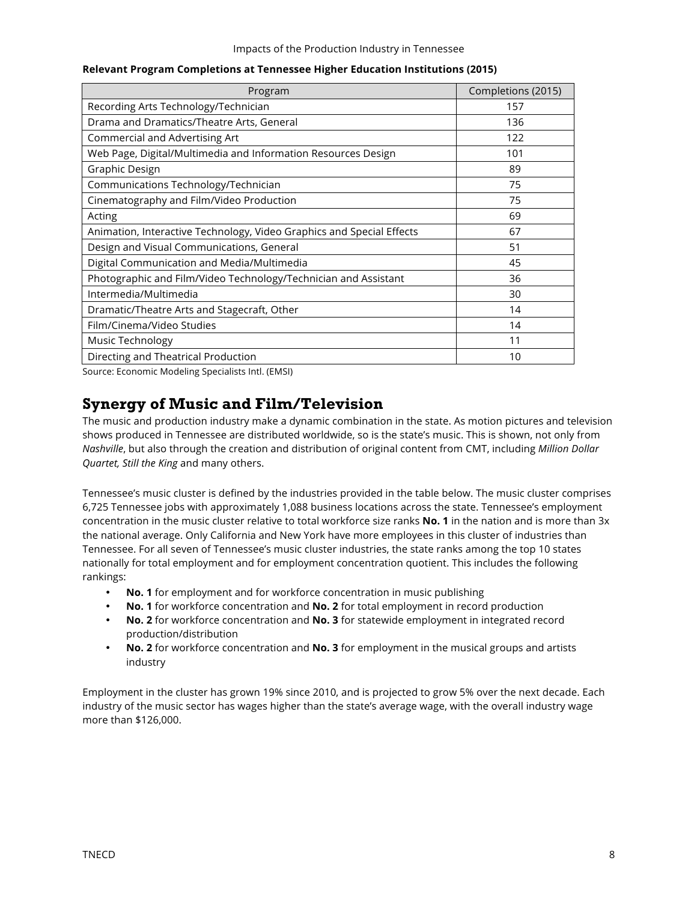**Relevant Program Completions at Tennessee Higher Education Institutions (2015)**

| Program | Completions (2015) |
|---|---|
| Recording Arts Technology/Technician | 157 |
| Drama and Dramatics/Theatre Arts, General | 136 |
| Commercial and Advertising Art | 122 |
| Web Page, Digital/Multimedia and Information Resources Design | 101 |
| Graphic Design | 89 |
| Communications Technology/Technician | 75 |
| Cinematography and Film/Video Production | 75 |
| Acting | 69 |
| Animation, Interactive Technology, Video Graphics and Special Effects | 67 |
| Design and Visual Communications, General | 51 |
| Digital Communication and Media/Multimedia | 45 |
| Photographic and Film/Video Technology/Technician and Assistant | 36 |
| Intermedia/Multimedia | 30 |
| Dramatic/Theatre Arts and Stagecraft, Other | 14 |
| Film/Cinema/Video Studies | 14 |
| Music Technology | 11 |
| Directing and Theatrical Production | 10 |

Source: Economic Modeling Specialists Intl. (EMSI)

## Synergy of Music and Film/Television

The music and production industry make a dynamic combination in the state. As motion pictures and television shows produced in Tennessee are distributed worldwide, so is the state's music. This is shown, not only from *Nashville*, but also through the creation and distribution of original content from CMT, including *Million Dollar Quartet, Still the King* and many others.

Tennessee's music cluster is defined by the industries provided in the table below. The music cluster comprises 6,725 Tennessee jobs with approximately 1,088 business locations across the state. Tennessee's employment concentration in the music cluster relative to total workforce size ranks **No. 1** in the nation and is more than 3x the national average. Only California and New York have more employees in this cluster of industries than Tennessee. For all seven of Tennessee's music cluster industries, the state ranks among the top 10 states nationally for total employment and for employment concentration quotient. This includes the following rankings:

- **No. 1** for employment and for workforce concentration in music publishing
- **No. 1** for workforce concentration and **No. 2** for total employment in record production
- **No. 2** for workforce concentration and **No. 3** for statewide employment in integrated record production/distribution
- **No. 2** for workforce concentration and **No. 3** for employment in the musical groups and artists industry

Employment in the cluster has grown 19% since 2010, and is projected to grow 5% over the next decade. Each industry of the music sector has wages higher than the state's average wage, with the overall industry wage more than $126,000.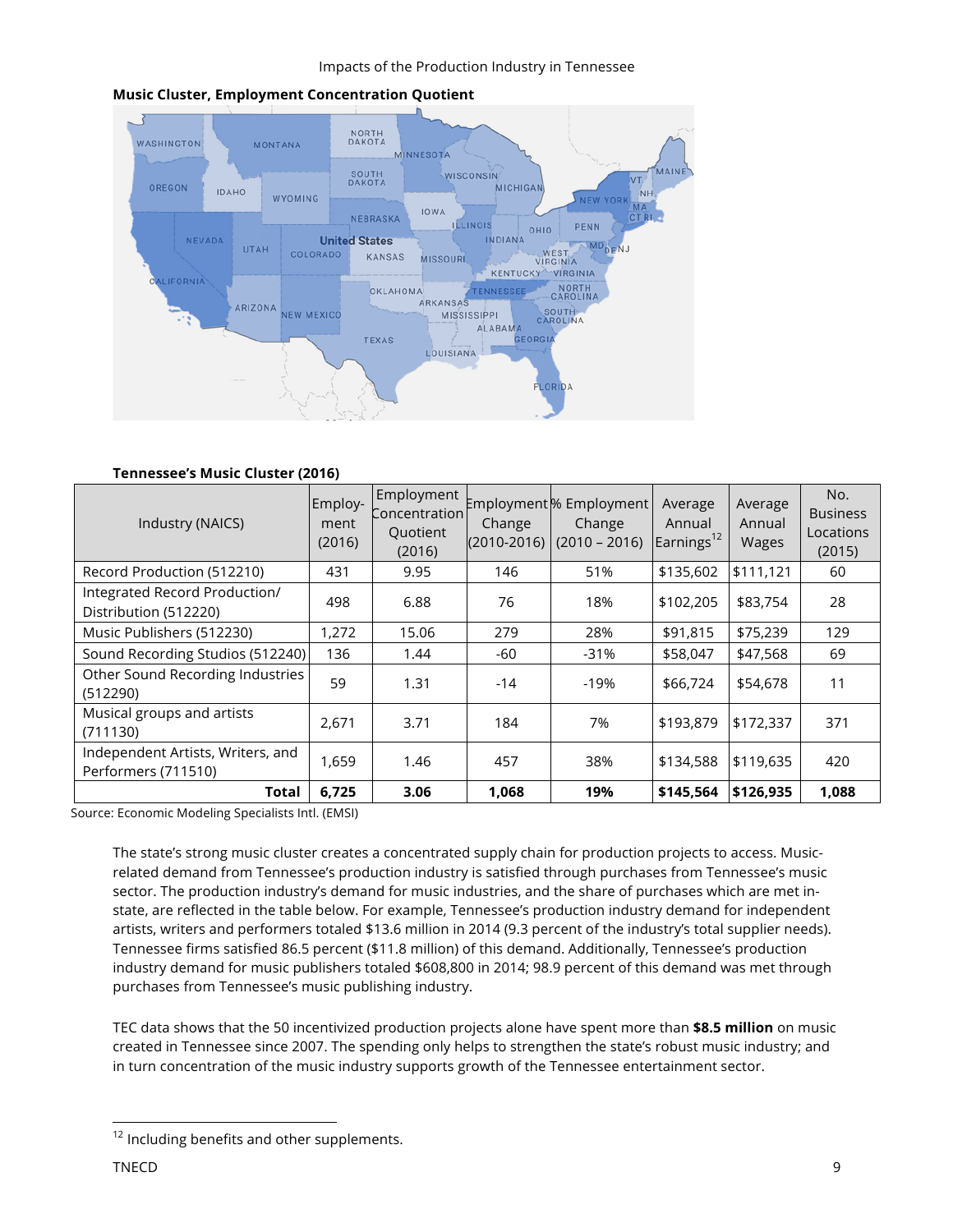**Music Cluster, Employment Concentration Quotient**

**Tennessee's Music Cluster (2016)**

| Industry (NAICS) | Employ-ment (2016) | Employment Concentration Quotient (2016) | Employment Change (2010-2016) | % Employment Change (2010 – 2016) | Average Annual Earnings[12] | Average Annual Wages | No. Business Locations (2015) |
|---|---|---|---|---|---|---|---|
| Record Production (512210) | 431 | 9.95 | 146 | 51% | $135,602 | $111,121 | 60 |
| Integrated Record Production/ Distribution (512220) | 498 | 6.88 | 76 | 18% | $102,205 | $83,754 | 28 |
| Music Publishers (512230) | 1,272 | 15.06 | 279 | 28% | $91,815 | $75,239 | 129 |
| Sound Recording Studios (512240) | 136 | 1.44 | -60 | -31% | $58,047 | $47,568 | 69 |
| Other Sound Recording Industries (512290) | 59 | 1.31 | -14 | -19% | $66,724 | $54,678 | 11 |
| Musical groups and artists (711130) | 2,671 | 3.71 | 184 | 7% | $193,879 | $172,337 | 371 |
| Independent Artists, Writers, and Performers (711510) | 1,659 | 1.46 | 457 | 38% | $134,588 | $119,635 | 420 |
| **Total** | **6,725** | **3.06** | **1,068** | **19%** | **$145,564** | **$126,935** | **1,088** |

Source: Economic Modeling Specialists Intl. (EMSI)

The state's strong music cluster creates a concentrated supply chain for production projects to access. Music-related demand from Tennessee's production industry is satisfied through purchases from Tennessee's music sector. The production industry's demand for music industries, and the share of purchases which are met in-state, are reflected in the table below. For example, Tennessee's production industry demand for independent artists, writers and performers totaled $13.6 million in 2014 (9.3 percent of the industry's total supplier needs). Tennessee firms satisfied 86.5 percent ($11.8 million) of this demand. Additionally, Tennessee's production industry demand for music publishers totaled $608,800 in 2014; 98.9 percent of this demand was met through purchases from Tennessee's music publishing industry.

TEC data shows that the 50 incentivized production projects alone have spent more than **$8.5 million** on music created in Tennessee since 2007. The spending only helps to strengthen the state's robust music industry; and in turn concentration of the music industry supports growth of the Tennessee entertainment sector.

[12] Including benefits and other supplements.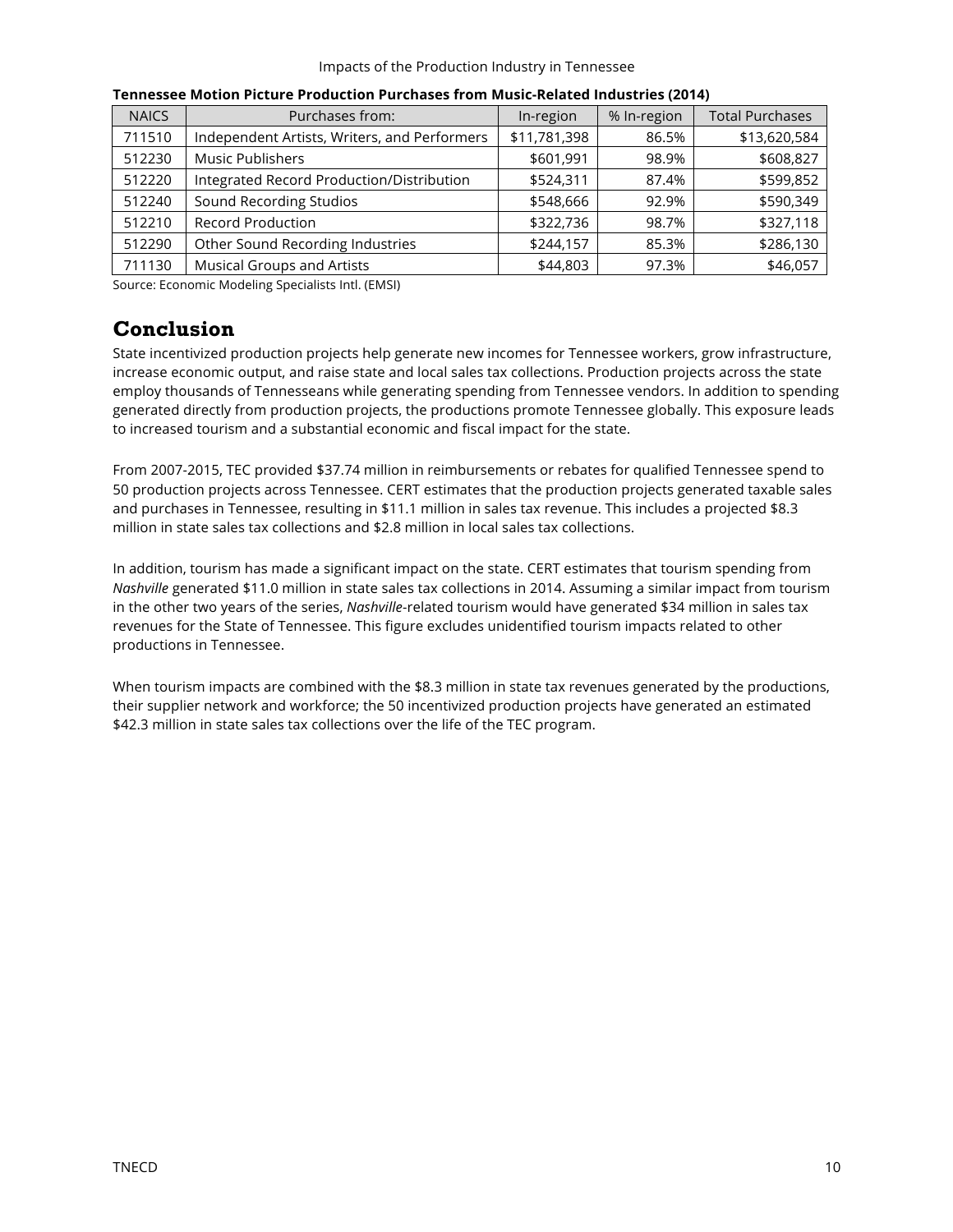**Tennessee Motion Picture Production Purchases from Music-Related Industries (2014)**

| NAICS | Purchases from: | In-region | % In-region | Total Purchases |
|---|---|---|---|---|
| 711510 | Independent Artists, Writers, and Performers | $11,781,398 | 86.5% | $13,620,584 |
| 512230 | Music Publishers | $601,991 | 98.9% | $608,827 |
| 512220 | Integrated Record Production/Distribution | $524,311 | 87.4% | $599,852 |
| 512240 | Sound Recording Studios | $548,666 | 92.9% | $590,349 |
| 512210 | Record Production | $322,736 | 98.7% | $327,118 |
| 512290 | Other Sound Recording Industries | $244,157 | 85.3% | $286,130 |
| 711130 | Musical Groups and Artists | $44,803 | 97.3% | $46,057 |

Source: Economic Modeling Specialists Intl. (EMSI)

## Conclusion

State incentivized production projects help generate new incomes for Tennessee workers, grow infrastructure, increase economic output, and raise state and local sales tax collections. Production projects across the state employ thousands of Tennesseans while generating spending from Tennessee vendors. In addition to spending generated directly from production projects, the productions promote Tennessee globally. This exposure leads to increased tourism and a substantial economic and fiscal impact for the state.

From 2007-2015, TEC provided $37.74 million in reimbursements or rebates for qualified Tennessee spend to 50 production projects across Tennessee. CERT estimates that the production projects generated taxable sales and purchases in Tennessee, resulting in $11.1 million in sales tax revenue. This includes a projected $8.3 million in state sales tax collections and $2.8 million in local sales tax collections.

In addition, tourism has made a significant impact on the state. CERT estimates that tourism spending from *Nashville* generated $11.0 million in state sales tax collections in 2014. Assuming a similar impact from tourism in the other two years of the series, *Nashville*-related tourism would have generated $34 million in sales tax revenues for the State of Tennessee. This figure excludes unidentified tourism impacts related to other productions in Tennessee.

When tourism impacts are combined with the $8.3 million in state tax revenues generated by the productions, their supplier network and workforce; the 50 incentivized production projects have generated an estimated $42.3 million in state sales tax collections over the life of the TEC program.